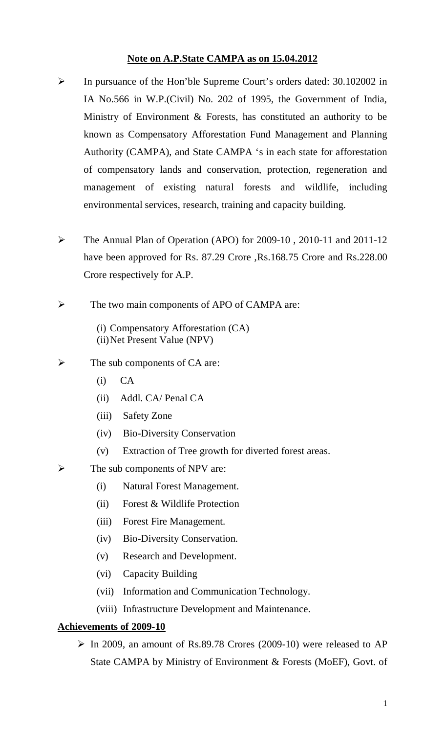# Note on A.P.State CAMPA as on 15.04.2012

- In pursuance of the Hon'ble Supreme Court's orders dated: 30.102002 in IA No.566 in W.P.(Civil) No. 202 of 1995, the Government of India, Ministry of Environment & Forests, has constituted an authority to be known as Compensatory Afforestation Fund Management and Planning Authority (CAMPA), and State CAMPA 's in each state for afforestation of compensatory lands and conservation, protection, regeneration and management of existing natural forests and wildlife, including environmental services, research, training and capacity building.

- The Annual Plan of Operation (APO) for 2009-10 , 2010-11 and 2011-12 have been approved for Rs. 87.29 Crore ,Rs.168.75 Crore and Rs.228.00 Crore respectively for A.P.

- The two main components of APO of CAMPA are:

  (i) Compensatory Afforestation (CA)
  (ii) Net Present Value (NPV)

- The sub components of CA are:
  - (i) CA
  - (ii) Addl. CA/ Penal CA
  - (iii) Safety Zone
  - (iv) Bio-Diversity Conservation
  - (v) Extraction of Tree growth for diverted forest areas.

- The sub components of NPV are:
  - (i) Natural Forest Management.
  - (ii) Forest & Wildlife Protection
  - (iii) Forest Fire Management.
  - (iv) Bio-Diversity Conservation.
  - (v) Research and Development.
  - (vi) Capacity Building
  - (vii) Information and Communication Technology.
  - (viii) Infrastructure Development and Maintenance.

## Achievements of 2009-10

- In 2009, an amount of Rs.89.78 Crores (2009-10) were released to AP State CAMPA by Ministry of Environment & Forests (MoEF), Govt. of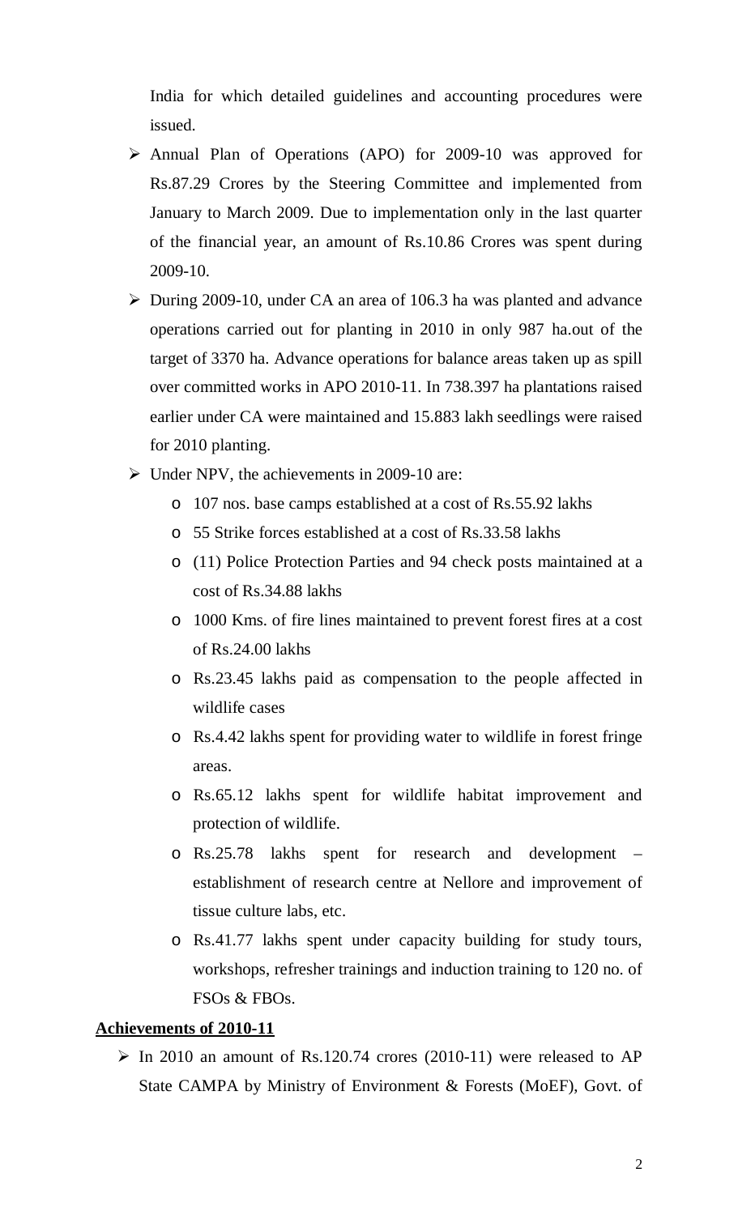India for which detailed guidelines and accounting procedures were issued.

- Annual Plan of Operations (APO) for 2009-10 was approved for Rs.87.29 Crores by the Steering Committee and implemented from January to March 2009. Due to implementation only in the last quarter of the financial year, an amount of Rs.10.86 Crores was spent during 2009-10.
- During 2009-10, under CA an area of 106.3 ha was planted and advance operations carried out for planting in 2010 in only 987 ha.out of the target of 3370 ha. Advance operations for balance areas taken up as spill over committed works in APO 2010-11. In 738.397 ha plantations raised earlier under CA were maintained and 15.883 lakh seedlings were raised for 2010 planting.
- Under NPV, the achievements in 2009-10 are:
  - 107 nos. base camps established at a cost of Rs.55.92 lakhs
  - 55 Strike forces established at a cost of Rs.33.58 lakhs
  - (11) Police Protection Parties and 94 check posts maintained at a cost of Rs.34.88 lakhs
  - 1000 Kms. of fire lines maintained to prevent forest fires at a cost of Rs.24.00 lakhs
  - Rs.23.45 lakhs paid as compensation to the people affected in wildlife cases
  - Rs.4.42 lakhs spent for providing water to wildlife in forest fringe areas.
  - Rs.65.12 lakhs spent for wildlife habitat improvement and protection of wildlife.
  - Rs.25.78 lakhs spent for research and development – establishment of research centre at Nellore and improvement of tissue culture labs, etc.
  - Rs.41.77 lakhs spent under capacity building for study tours, workshops, refresher trainings and induction training to 120 no. of FSOs & FBOs.

**Achievements of 2010-11**

- In 2010 an amount of Rs.120.74 crores (2010-11) were released to AP State CAMPA by Ministry of Environment & Forests (MoEF), Govt. of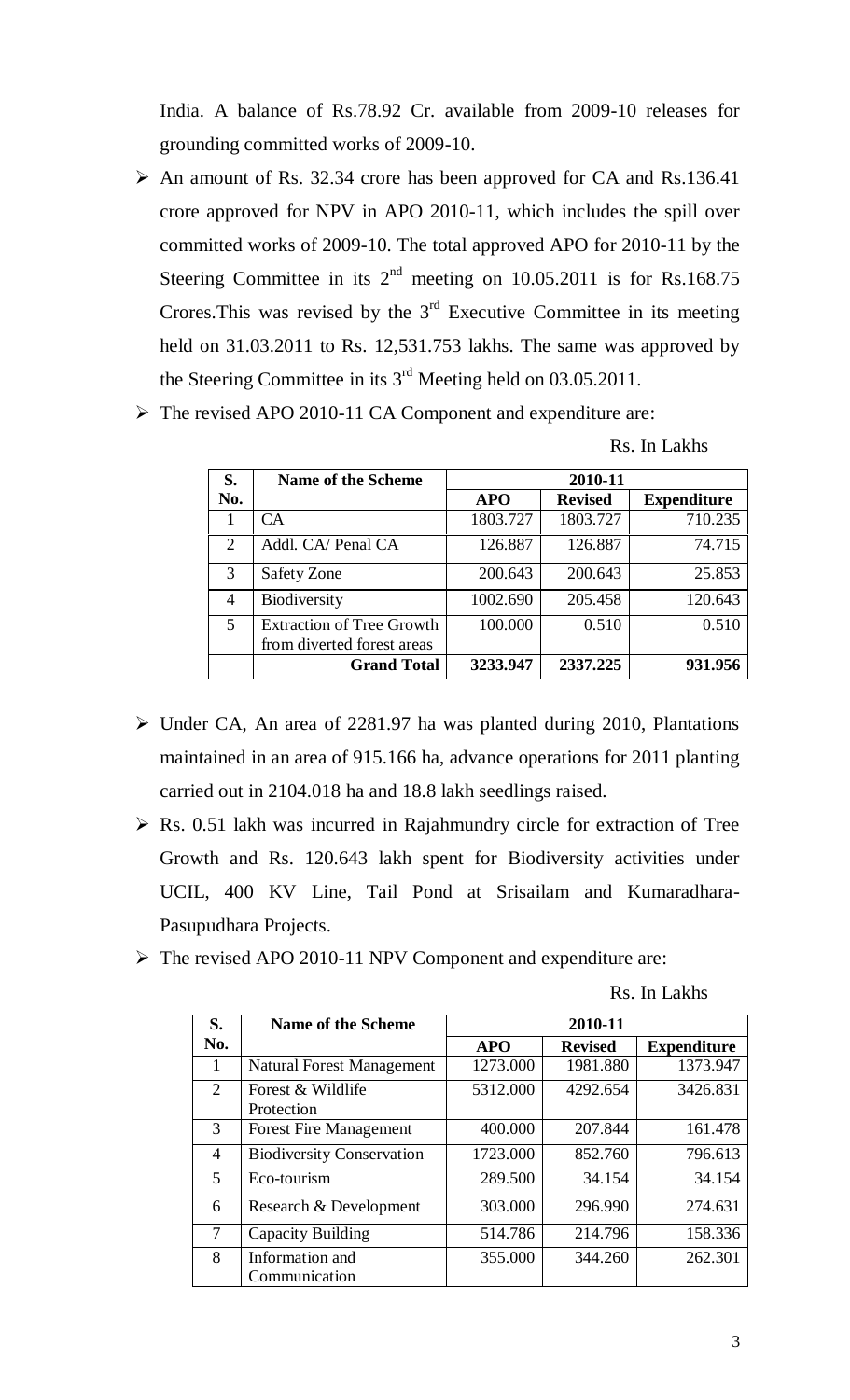India. A balance of Rs.78.92 Cr. available from 2009-10 releases for grounding committed works of 2009-10.

- An amount of Rs. 32.34 crore has been approved for CA and Rs.136.41 crore approved for NPV in APO 2010-11, which includes the spill over committed works of 2009-10. The total approved APO for 2010-11 by the Steering Committee in its 2nd meeting on 10.05.2011 is for Rs.168.75 Crores.This was revised by the 3rd Executive Committee in its meeting held on 31.03.2011 to Rs. 12,531.753 lakhs. The same was approved by the Steering Committee in its 3rd Meeting held on 03.05.2011.
- The revised APO 2010-11 CA Component and expenditure are:

Rs. In Lakhs

| S. No. | Name of the Scheme | 2010-11 | | |
|---|---|---|---|---|
| | | APO | Revised | Expenditure |
| 1 | CA | 1803.727 | 1803.727 | 710.235 |
| 2 | Addl. CA/ Penal CA | 126.887 | 126.887 | 74.715 |
| 3 | Safety Zone | 200.643 | 200.643 | 25.853 |
| 4 | Biodiversity | 1002.690 | 205.458 | 120.643 |
| 5 | Extraction of Tree Growth from diverted forest areas | 100.000 | 0.510 | 0.510 |
| | **Grand Total** | **3233.947** | **2337.225** | **931.956** |

- Under CA, An area of 2281.97 ha was planted during 2010, Plantations maintained in an area of 915.166 ha, advance operations for 2011 planting carried out in 2104.018 ha and 18.8 lakh seedlings raised.
- Rs. 0.51 lakh was incurred in Rajahmundry circle for extraction of Tree Growth and Rs. 120.643 lakh spent for Biodiversity activities under UCIL, 400 KV Line, Tail Pond at Srisailam and Kumaradhara-Pasupudhara Projects.
- The revised APO 2010-11 NPV Component and expenditure are:

Rs. In Lakhs

| S. No. | Name of the Scheme | 2010-11 | | |
|---|---|---|---|---|
| | | APO | Revised | Expenditure |
| 1 | Natural Forest Management | 1273.000 | 1981.880 | 1373.947 |
| 2 | Forest & Wildlife Protection | 5312.000 | 4292.654 | 3426.831 |
| 3 | Forest Fire Management | 400.000 | 207.844 | 161.478 |
| 4 | Biodiversity Conservation | 1723.000 | 852.760 | 796.613 |
| 5 | Eco-tourism | 289.500 | 34.154 | 34.154 |
| 6 | Research & Development | 303.000 | 296.990 | 274.631 |
| 7 | Capacity Building | 514.786 | 214.796 | 158.336 |
| 8 | Information and Communication | 355.000 | 344.260 | 262.301 |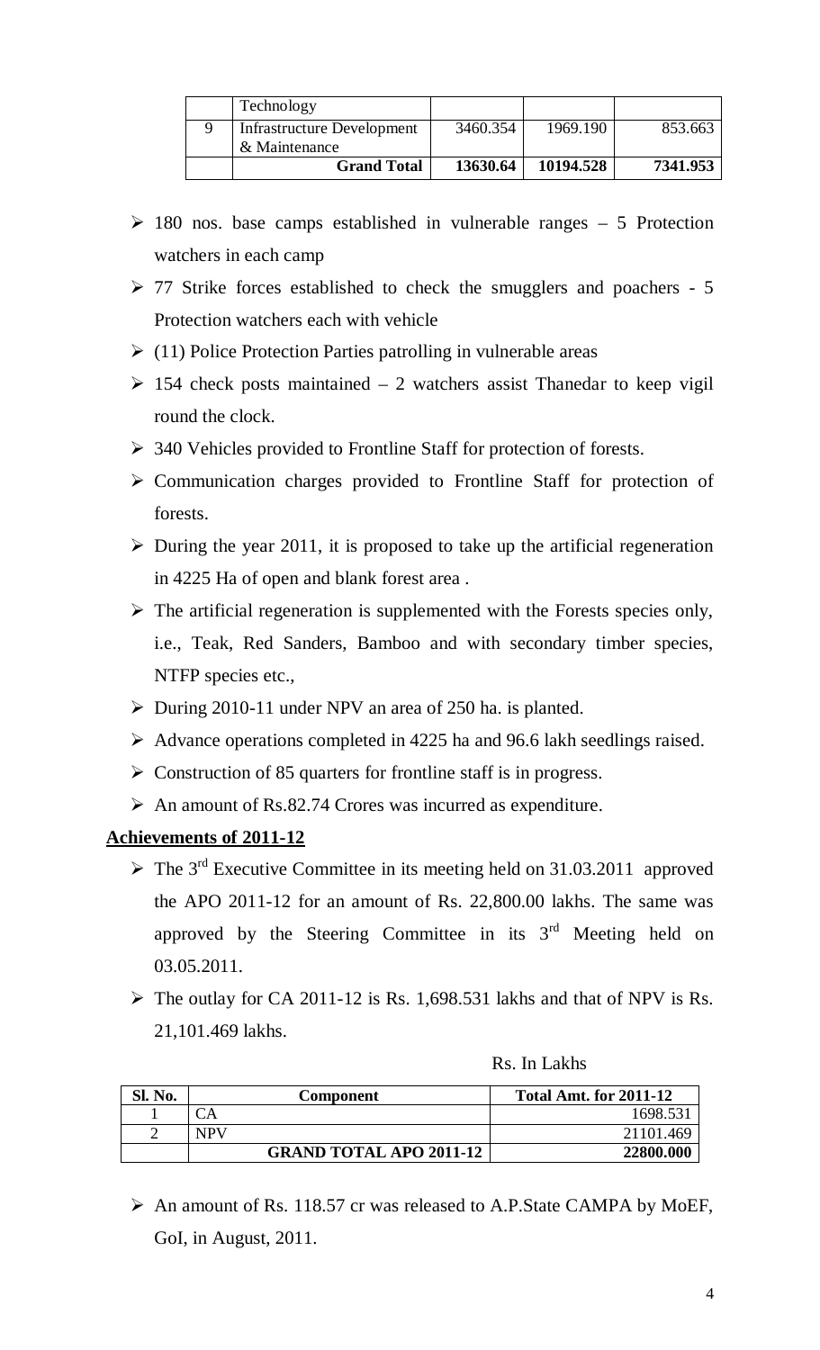| | Technology | | | |
|---|---|---|---|---|
| 9 | Infrastructure Development & Maintenance | 3460.354 | 1969.190 | 853.663 |
| | **Grand Total** | **13630.64** | **10194.528** | **7341.953** |

- 180 nos. base camps established in vulnerable ranges – 5 Protection watchers in each camp
- 77 Strike forces established to check the smugglers and poachers - 5 Protection watchers each with vehicle
- (11) Police Protection Parties patrolling in vulnerable areas
- 154 check posts maintained – 2 watchers assist Thanedar to keep vigil round the clock.
- 340 Vehicles provided to Frontline Staff for protection of forests.
- Communication charges provided to Frontline Staff for protection of forests.
- During the year 2011, it is proposed to take up the artificial regeneration in 4225 Ha of open and blank forest area .
- The artificial regeneration is supplemented with the Forests species only, i.e., Teak, Red Sanders, Bamboo and with secondary timber species, NTFP species etc.,
- During 2010-11 under NPV an area of 250 ha. is planted.
- Advance operations completed in 4225 ha and 96.6 lakh seedlings raised.
- Construction of 85 quarters for frontline staff is in progress.
- An amount of Rs.82.74 Crores was incurred as expenditure.

## Achievements of 2011-12

- The 3rd Executive Committee in its meeting held on 31.03.2011 approved the APO 2011-12 for an amount of Rs. 22,800.00 lakhs. The same was approved by the Steering Committee in its 3rd Meeting held on 03.05.2011.
- The outlay for CA 2011-12 is Rs. 1,698.531 lakhs and that of NPV is Rs. 21,101.469 lakhs.

Rs. In Lakhs

| Sl. No. | Component | Total Amt. for 2011-12 |
|---|---|---|
| 1 | CA | 1698.531 |
| 2 | NPV | 21101.469 |
| | **GRAND TOTAL APO 2011-12** | **22800.000** |

- An amount of Rs. 118.57 cr was released to A.P.State CAMPA by MoEF, GoI, in August, 2011.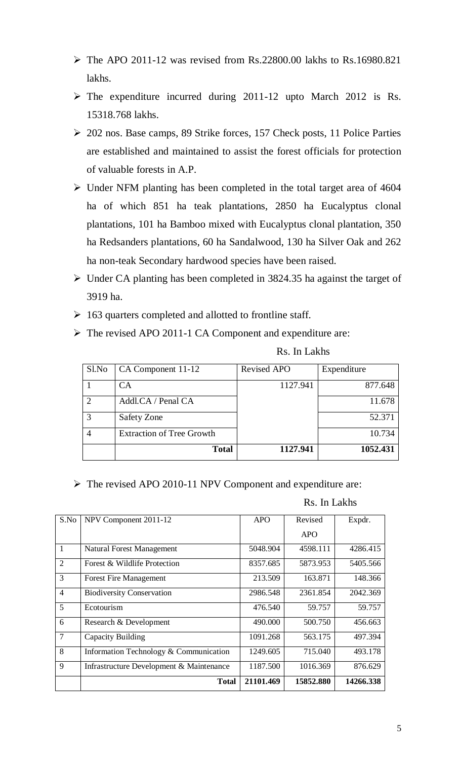- The APO 2011-12 was revised from Rs.22800.00 lakhs to Rs.16980.821 lakhs.
- The expenditure incurred during 2011-12 upto March 2012 is Rs. 15318.768 lakhs.
- 202 nos. Base camps, 89 Strike forces, 157 Check posts, 11 Police Parties are established and maintained to assist the forest officials for protection of valuable forests in A.P.
- Under NFM planting has been completed in the total target area of 4604 ha of which 851 ha teak plantations, 2850 ha Eucalyptus clonal plantations, 101 ha Bamboo mixed with Eucalyptus clonal plantation, 350 ha Redsanders plantations, 60 ha Sandalwood, 130 ha Silver Oak and 262 ha non-teak Secondary hardwood species have been raised.
- Under CA planting has been completed in 3824.35 ha against the target of 3919 ha.
- 163 quarters completed and allotted to frontline staff.
- The revised APO 2011-1 CA Component and expenditure are:

Rs. In Lakhs

| Sl.No | CA Component 11-12 | Revised APO | Expenditure |
|---|---|---|---|
| 1 | CA | 1127.941 | 877.648 |
| 2 | Addl.CA / Penal CA | | 11.678 |
| 3 | Safety Zone | | 52.371 |
| 4 | Extraction of Tree Growth | | 10.734 |
| | **Total** | **1127.941** | **1052.431** |

- The revised APO 2010-11 NPV Component and expenditure are:

Rs. In Lakhs

| S.No | NPV Component 2011-12 | APO | Revised APO | Expdr. |
|---|---|---|---|---|
| 1 | Natural Forest Management | 5048.904 | 4598.111 | 4286.415 |
| 2 | Forest & Wildlife Protection | 8357.685 | 5873.953 | 5405.566 |
| 3 | Forest Fire Management | 213.509 | 163.871 | 148.366 |
| 4 | Biodiversity Conservation | 2986.548 | 2361.854 | 2042.369 |
| 5 | Ecotourism | 476.540 | 59.757 | 59.757 |
| 6 | Research & Development | 490.000 | 500.750 | 456.663 |
| 7 | Capacity Building | 1091.268 | 563.175 | 497.394 |
| 8 | Information Technology & Communication | 1249.605 | 715.040 | 493.178 |
| 9 | Infrastructure Development & Maintenance | 1187.500 | 1016.369 | 876.629 |
| | **Total** | **21101.469** | **15852.880** | **14266.338** |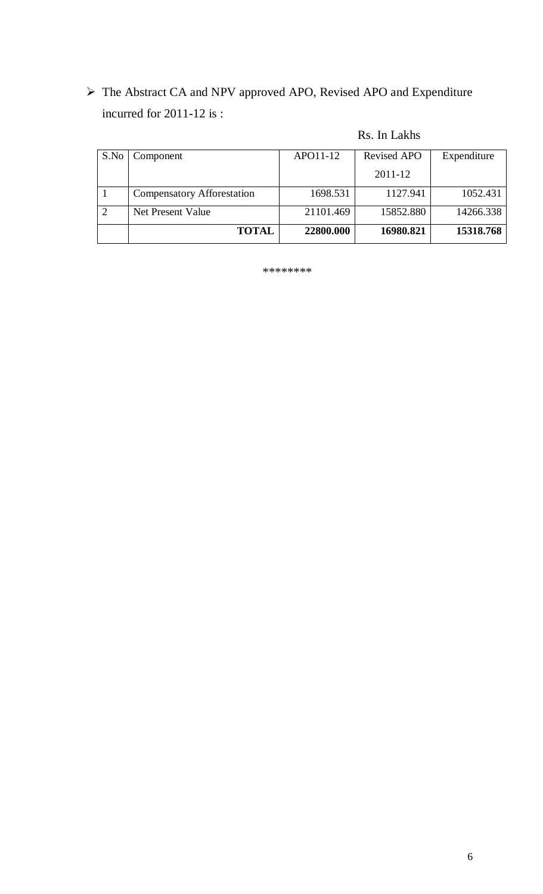- The Abstract CA and NPV approved APO, Revised APO and Expenditure incurred for 2011-12 is :

Rs. In Lakhs

| S.No | Component | APO11-12 | Revised APO 2011-12 | Expenditure |
|---|---|---|---|---|
| 1 | Compensatory Afforestation | 1698.531 | 1127.941 | 1052.431 |
| 2 | Net Present Value | 21101.469 | 15852.880 | 14266.338 |
| | **TOTAL** | **22800.000** | **16980.821** | **15318.768** |

********